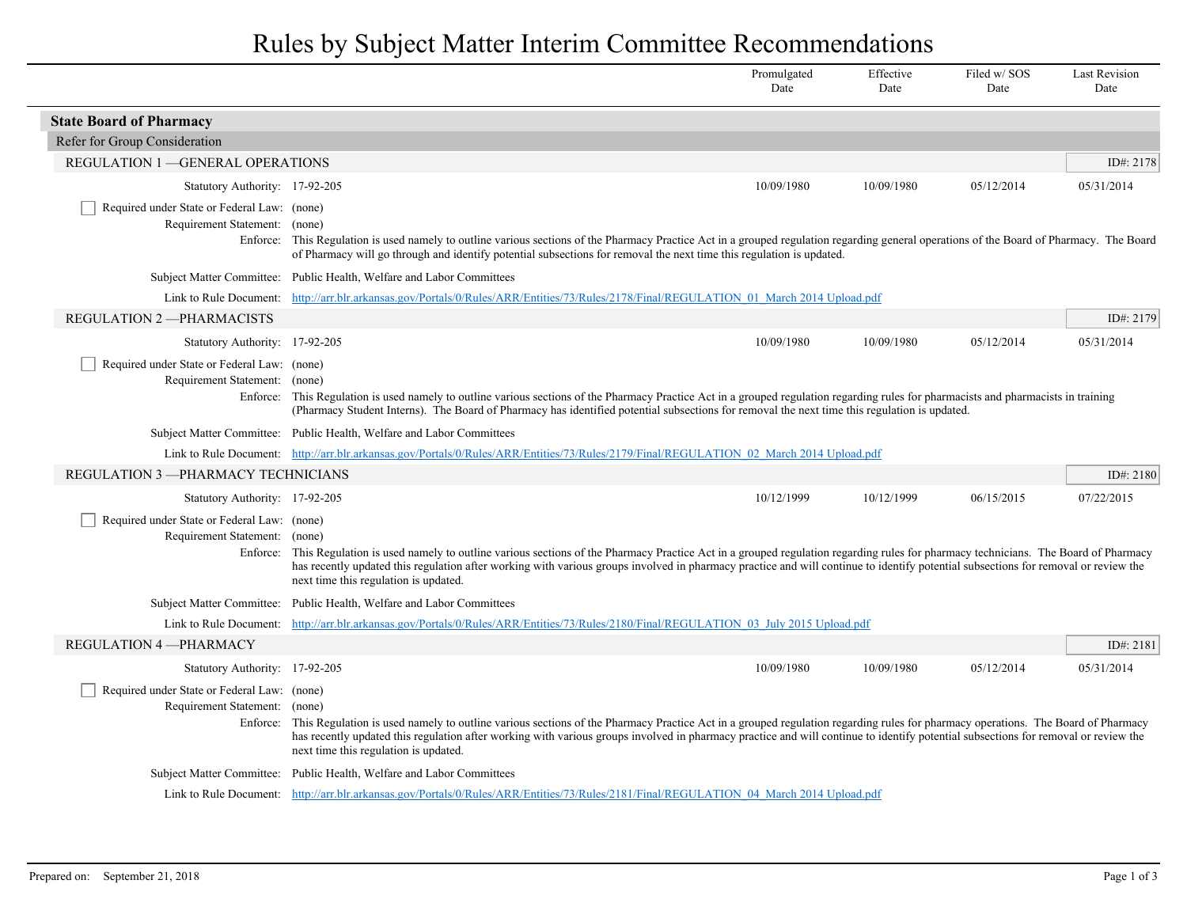# Rules by Subject Matter Interim Committee Recommendations

| | Promulgated Date | Effective Date | Filed w/ SOS Date | Last Revision Date |
|---|---|---|---|---|

## State Board of Pharmacy

### Refer for Group Consideration

#### REGULATION 1 —GENERAL OPERATIONS

ID#: 2178

| | Promulgated Date | Effective Date | Filed w/ SOS Date | Last Revision Date |
|---|---|---|---|---|
| Statutory Authority: 17-92-205 | 10/09/1980 | 10/09/1980 | 05/12/2014 | 05/31/2014 |

- [ ] Required under State or Federal Law: (none)

Requirement Statement: (none)

Enforce: This Regulation is used namely to outline various sections of the Pharmacy Practice Act in a grouped regulation regarding general operations of the Board of Pharmacy. The Board of Pharmacy will go through and identify potential subsections for removal the next time this regulation is updated.

Subject Matter Committee: Public Health, Welfare and Labor Committees

Link to Rule Document: http://arr.blr.arkansas.gov/Portals/0/Rules/ARR/Entities/73/Rules/2178/Final/REGULATION_01_March 2014 Upload.pdf

#### REGULATION 2 —PHARMACISTS

ID#: 2179

| | Promulgated Date | Effective Date | Filed w/ SOS Date | Last Revision Date |
|---|---|---|---|---|
| Statutory Authority: 17-92-205 | 10/09/1980 | 10/09/1980 | 05/12/2014 | 05/31/2014 |

- [ ] Required under State or Federal Law: (none)

Requirement Statement: (none)

Enforce: This Regulation is used namely to outline various sections of the Pharmacy Practice Act in a grouped regulation regarding rules for pharmacists and pharmacists in training (Pharmacy Student Interns). The Board of Pharmacy has identified potential subsections for removal the next time this regulation is updated.

Subject Matter Committee: Public Health, Welfare and Labor Committees

Link to Rule Document: http://arr.blr.arkansas.gov/Portals/0/Rules/ARR/Entities/73/Rules/2179/Final/REGULATION_02_March 2014 Upload.pdf

#### REGULATION 3 —PHARMACY TECHNICIANS

ID#: 2180

| | Promulgated Date | Effective Date | Filed w/ SOS Date | Last Revision Date |
|---|---|---|---|---|
| Statutory Authority: 17-92-205 | 10/12/1999 | 10/12/1999 | 06/15/2015 | 07/22/2015 |

- [ ] Required under State or Federal Law: (none)

Requirement Statement: (none)

Enforce: This Regulation is used namely to outline various sections of the Pharmacy Practice Act in a grouped regulation regarding rules for pharmacy technicians. The Board of Pharmacy has recently updated this regulation after working with various groups involved in pharmacy practice and will continue to identify potential subsections for removal or review the next time this regulation is updated.

Subject Matter Committee: Public Health, Welfare and Labor Committees

Link to Rule Document: http://arr.blr.arkansas.gov/Portals/0/Rules/ARR/Entities/73/Rules/2180/Final/REGULATION_03_July 2015 Upload.pdf

#### REGULATION 4 —PHARMACY

ID#: 2181

| | Promulgated Date | Effective Date | Filed w/ SOS Date | Last Revision Date |
|---|---|---|---|---|
| Statutory Authority: 17-92-205 | 10/09/1980 | 10/09/1980 | 05/12/2014 | 05/31/2014 |

- [ ] Required under State or Federal Law: (none)

Requirement Statement: (none)

Enforce: This Regulation is used namely to outline various sections of the Pharmacy Practice Act in a grouped regulation regarding rules for pharmacy operations. The Board of Pharmacy has recently updated this regulation after working with various groups involved in pharmacy practice and will continue to identify potential subsections for removal or review the next time this regulation is updated.

Subject Matter Committee: Public Health, Welfare and Labor Committees

Link to Rule Document: http://arr.blr.arkansas.gov/Portals/0/Rules/ARR/Entities/73/Rules/2181/Final/REGULATION_04_March 2014 Upload.pdf

Prepared on: September 21, 2018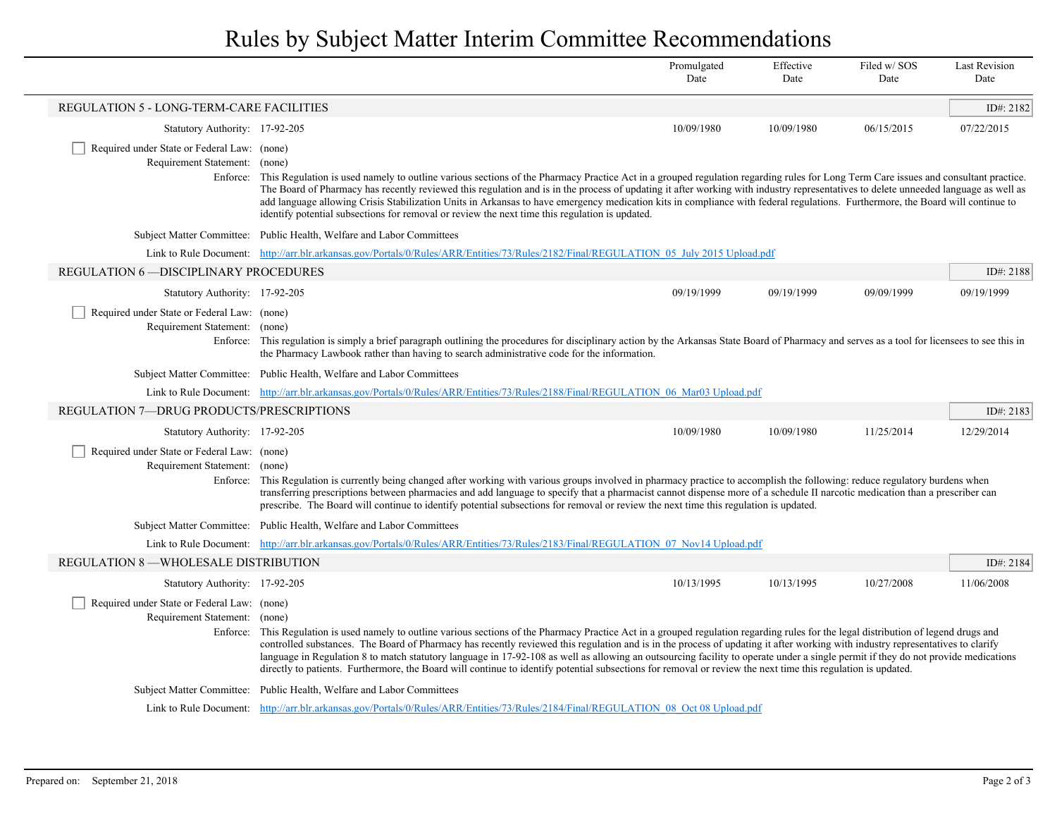# Rules by Subject Matter Interim Committee Recommendations

| | Promulgated Date | Effective Date | Filed w/ SOS Date | Last Revision Date |
|---|---|---|---|---|

## REGULATION 5 - LONG-TERM-CARE FACILITIES

ID#: 2182

| | Promulgated Date | Effective Date | Filed w/ SOS Date | Last Revision Date |
|---|---|---|---|---|
| Statutory Authority: 17-92-205 | 10/09/1980 | 10/09/1980 | 06/15/2015 | 07/22/2015 |

☐ Required under State or Federal Law: (none)

Requirement Statement: (none)

Enforce: This Regulation is used namely to outline various sections of the Pharmacy Practice Act in a grouped regulation regarding rules for Long Term Care issues and consultant practice. The Board of Pharmacy has recently reviewed this regulation and is in the process of updating it after working with industry representatives to delete unneeded language as well as add language allowing Crisis Stabilization Units in Arkansas to have emergency medication kits in compliance with federal regulations. Furthermore, the Board will continue to identify potential subsections for removal or review the next time this regulation is updated.

Subject Matter Committee: Public Health, Welfare and Labor Committees

Link to Rule Document: [http://arr.blr.arkansas.gov/Portals/0/Rules/ARR/Entities/73/Rules/2182/Final/REGULATION_05_July 2015 Upload.pdf](http://arr.blr.arkansas.gov/Portals/0/Rules/ARR/Entities/73/Rules/2182/Final/REGULATION_05_July 2015 Upload.pdf)

## REGULATION 6 —DISCIPLINARY PROCEDURES

ID#: 2188

| | Promulgated Date | Effective Date | Filed w/ SOS Date | Last Revision Date |
|---|---|---|---|---|
| Statutory Authority: 17-92-205 | 09/19/1999 | 09/19/1999 | 09/09/1999 | 09/19/1999 |

☐ Required under State or Federal Law: (none)

Requirement Statement: (none)

Enforce: This regulation is simply a brief paragraph outlining the procedures for disciplinary action by the Arkansas State Board of Pharmacy and serves as a tool for licensees to see this in the Pharmacy Lawbook rather than having to search administrative code for the information.

Subject Matter Committee: Public Health, Welfare and Labor Committees

Link to Rule Document: [http://arr.blr.arkansas.gov/Portals/0/Rules/ARR/Entities/73/Rules/2188/Final/REGULATION_06_Mar03 Upload.pdf](http://arr.blr.arkansas.gov/Portals/0/Rules/ARR/Entities/73/Rules/2188/Final/REGULATION_06_Mar03 Upload.pdf)

## REGULATION 7—DRUG PRODUCTS/PRESCRIPTIONS

ID#: 2183

| | Promulgated Date | Effective Date | Filed w/ SOS Date | Last Revision Date |
|---|---|---|---|---|
| Statutory Authority: 17-92-205 | 10/09/1980 | 10/09/1980 | 11/25/2014 | 12/29/2014 |

☐ Required under State or Federal Law: (none)

Requirement Statement: (none)

Enforce: This Regulation is currently being changed after working with various groups involved in pharmacy practice to accomplish the following: reduce regulatory burdens when transferring prescriptions between pharmacies and add language to specify that a pharmacist cannot dispense more of a schedule II narcotic medication than a prescriber can prescribe. The Board will continue to identify potential subsections for removal or review the next time this regulation is updated.

Subject Matter Committee: Public Health, Welfare and Labor Committees

Link to Rule Document: [http://arr.blr.arkansas.gov/Portals/0/Rules/ARR/Entities/73/Rules/2183/Final/REGULATION_07_Nov14 Upload.pdf](http://arr.blr.arkansas.gov/Portals/0/Rules/ARR/Entities/73/Rules/2183/Final/REGULATION_07_Nov14 Upload.pdf)

## REGULATION 8 —WHOLESALE DISTRIBUTION

ID#: 2184

| | Promulgated Date | Effective Date | Filed w/ SOS Date | Last Revision Date |
|---|---|---|---|---|
| Statutory Authority: 17-92-205 | 10/13/1995 | 10/13/1995 | 10/27/2008 | 11/06/2008 |

☐ Required under State or Federal Law: (none)

Requirement Statement: (none)

Enforce: This Regulation is used namely to outline various sections of the Pharmacy Practice Act in a grouped regulation regarding rules for the legal distribution of legend drugs and controlled substances. The Board of Pharmacy has recently reviewed this regulation and is in the process of updating it after working with industry representatives to clarify language in Regulation 8 to match statutory language in 17-92-108 as well as allowing an outsourcing facility to operate under a single permit if they do not provide medications directly to patients. Furthermore, the Board will continue to identify potential subsections for removal or review the next time this regulation is updated.

Subject Matter Committee: Public Health, Welfare and Labor Committees

Link to Rule Document: [http://arr.blr.arkansas.gov/Portals/0/Rules/ARR/Entities/73/Rules/2184/Final/REGULATION_08_Oct 08 Upload.pdf](http://arr.blr.arkansas.gov/Portals/0/Rules/ARR/Entities/73/Rules/2184/Final/REGULATION_08_Oct 08 Upload.pdf)

Prepared on: September 21, 2018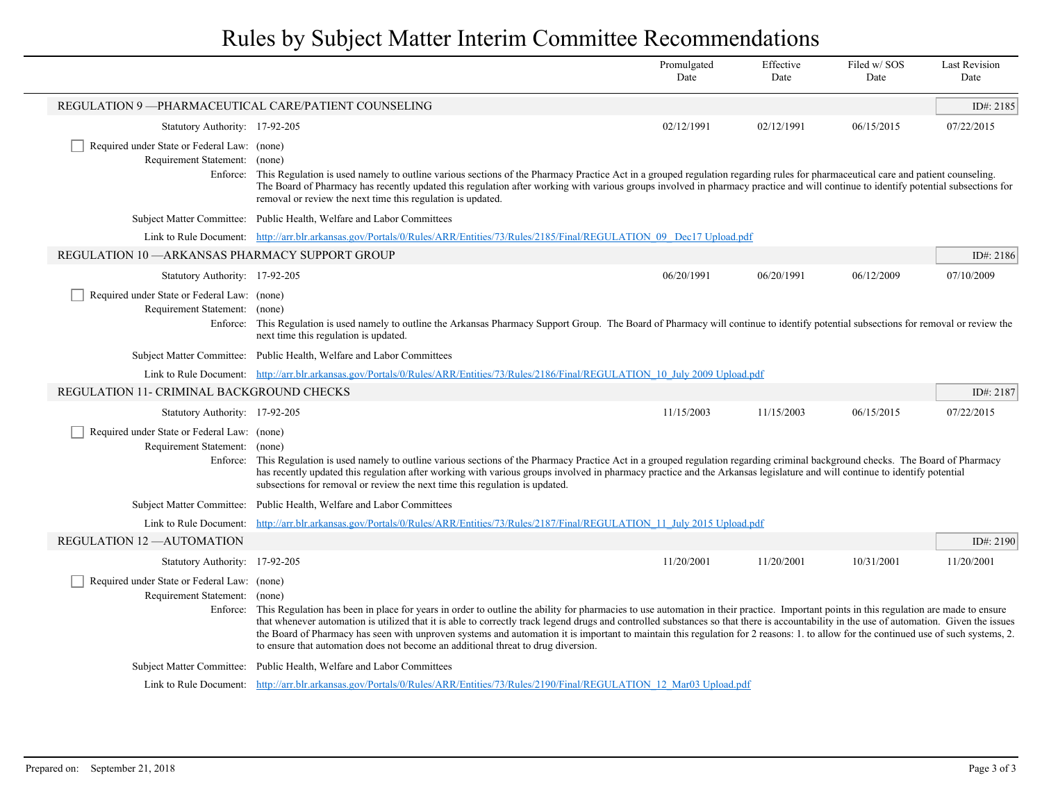# Rules by Subject Matter Interim Committee Recommendations

| | Promulgated Date | Effective Date | Filed w/ SOS Date | Last Revision Date |
|---|---|---|---|---|

## REGULATION 9 —PHARMACEUTICAL CARE/PATIENT COUNSELING

ID#: 2185

| | Promulgated Date | Effective Date | Filed w/ SOS Date | Last Revision Date |
|---|---|---|---|---|
| Statutory Authority: 17-92-205 | 02/12/1991 | 02/12/1991 | 06/15/2015 | 07/22/2015 |

☐ Required under State or Federal Law: (none)

Requirement Statement: (none)

Enforce: This Regulation is used namely to outline various sections of the Pharmacy Practice Act in a grouped regulation regarding rules for pharmaceutical care and patient counseling. The Board of Pharmacy has recently updated this regulation after working with various groups involved in pharmacy practice and will continue to identify potential subsections for removal or review the next time this regulation is updated.

Subject Matter Committee: Public Health, Welfare and Labor Committees

Link to Rule Document: http://arr.blr.arkansas.gov/Portals/0/Rules/ARR/Entities/73/Rules/2185/Final/REGULATION_09__Dec17 Upload.pdf

## REGULATION 10 —ARKANSAS PHARMACY SUPPORT GROUP

ID#: 2186

| | Promulgated Date | Effective Date | Filed w/ SOS Date | Last Revision Date |
|---|---|---|---|---|
| Statutory Authority: 17-92-205 | 06/20/1991 | 06/20/1991 | 06/12/2009 | 07/10/2009 |

☐ Required under State or Federal Law: (none)

Requirement Statement: (none)

Enforce: This Regulation is used namely to outline the Arkansas Pharmacy Support Group. The Board of Pharmacy will continue to identify potential subsections for removal or review the next time this regulation is updated.

Subject Matter Committee: Public Health, Welfare and Labor Committees

Link to Rule Document: http://arr.blr.arkansas.gov/Portals/0/Rules/ARR/Entities/73/Rules/2186/Final/REGULATION_10_July 2009 Upload.pdf

## REGULATION 11- CRIMINAL BACKGROUND CHECKS

ID#: 2187

| | Promulgated Date | Effective Date | Filed w/ SOS Date | Last Revision Date |
|---|---|---|---|---|
| Statutory Authority: 17-92-205 | 11/15/2003 | 11/15/2003 | 06/15/2015 | 07/22/2015 |

☐ Required under State or Federal Law: (none)

Requirement Statement: (none)

Enforce: This Regulation is used namely to outline various sections of the Pharmacy Practice Act in a grouped regulation regarding criminal background checks. The Board of Pharmacy has recently updated this regulation after working with various groups involved in pharmacy practice and the Arkansas legislature and will continue to identify potential subsections for removal or review the next time this regulation is updated.

Subject Matter Committee: Public Health, Welfare and Labor Committees

Link to Rule Document: http://arr.blr.arkansas.gov/Portals/0/Rules/ARR/Entities/73/Rules/2187/Final/REGULATION_11_July 2015 Upload.pdf

## REGULATION 12 —AUTOMATION

ID#: 2190

| | Promulgated Date | Effective Date | Filed w/ SOS Date | Last Revision Date |
|---|---|---|---|---|
| Statutory Authority: 17-92-205 | 11/20/2001 | 11/20/2001 | 10/31/2001 | 11/20/2001 |

☐ Required under State or Federal Law: (none)

Requirement Statement: (none)

Enforce: This Regulation has been in place for years in order to outline the ability for pharmacies to use automation in their practice. Important points in this regulation are made to ensure that whenever automation is utilized that it is able to correctly track legend drugs and controlled substances so that there is accountability in the use of automation. Given the issues the Board of Pharmacy has seen with unproven systems and automation it is important to maintain this regulation for 2 reasons: 1. to allow for the continued use of such systems, 2. to ensure that automation does not become an additional threat to drug diversion.

Subject Matter Committee: Public Health, Welfare and Labor Committees

Link to Rule Document: http://arr.blr.arkansas.gov/Portals/0/Rules/ARR/Entities/73/Rules/2190/Final/REGULATION_12_Mar03 Upload.pdf

Prepared on: September 21, 2018